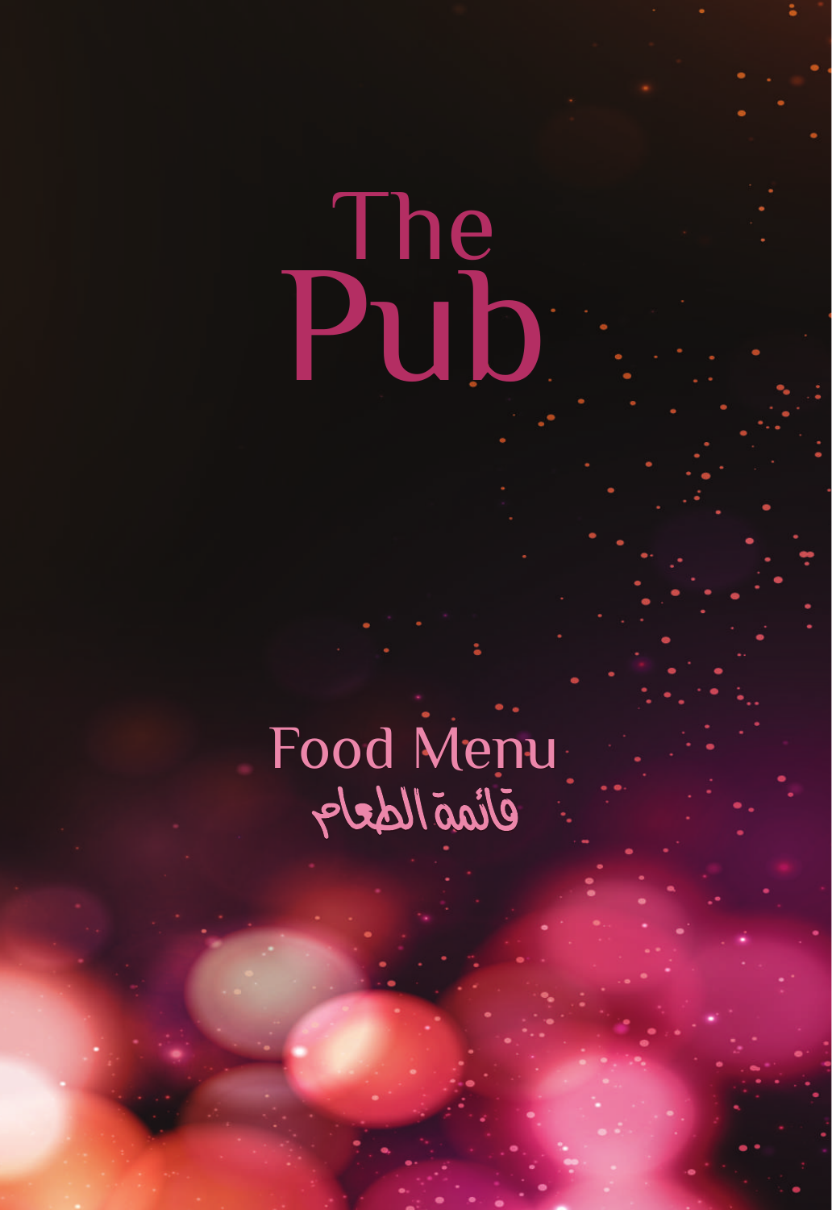# The Pub

## Food Menu

## قائمة الطعام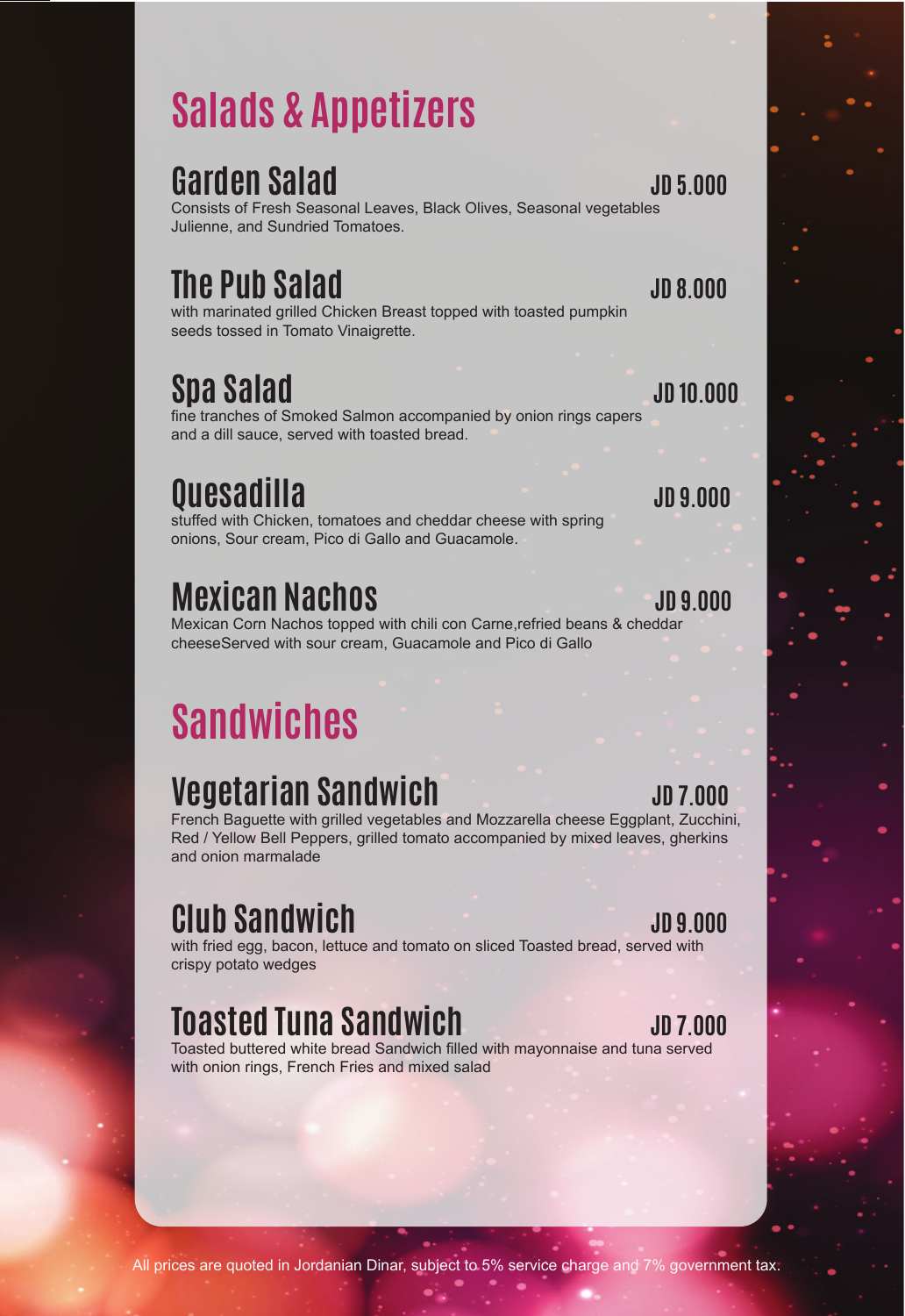# Salads & Appetizers

## Garden Salad

JD 5.000

Consists of Fresh Seasonal Leaves, Black Olives, Seasonal vegetables Julienne, and Sundried Tomatoes.

## The Pub Salad

JD 8.000

with marinated grilled Chicken Breast topped with toasted pumpkin seeds tossed in Tomato Vinaigrette.

## Spa Salad

JD 10.000

fine tranches of Smoked Salmon accompanied by onion rings capers and a dill sauce, served with toasted bread.

## Quesadilla

JD 9.000

stuffed with Chicken, tomatoes and cheddar cheese with spring onions, Sour cream, Pico di Gallo and Guacamole.

## Mexican Nachos

JD 9.000

Mexican Corn Nachos topped with chili con Carne,refried beans & cheddar cheeseServed with sour cream, Guacamole and Pico di Gallo

# Sandwiches

## Vegetarian Sandwich

JD 7.000

French Baguette with grilled vegetables and Mozzarella cheese Eggplant, Zucchini, Red / Yellow Bell Peppers, grilled tomato accompanied by mixed leaves, gherkins and onion marmalade

## Club Sandwich

JD 9.000

with fried egg, bacon, lettuce and tomato on sliced Toasted bread, served with crispy potato wedges

## Toasted Tuna Sandwich

JD 7.000

Toasted buttered white bread Sandwich filled with mayonnaise and tuna served with onion rings, French Fries and mixed salad

All prices are quoted in Jordanian Dinar, subject to 5% service charge and 7% government tax.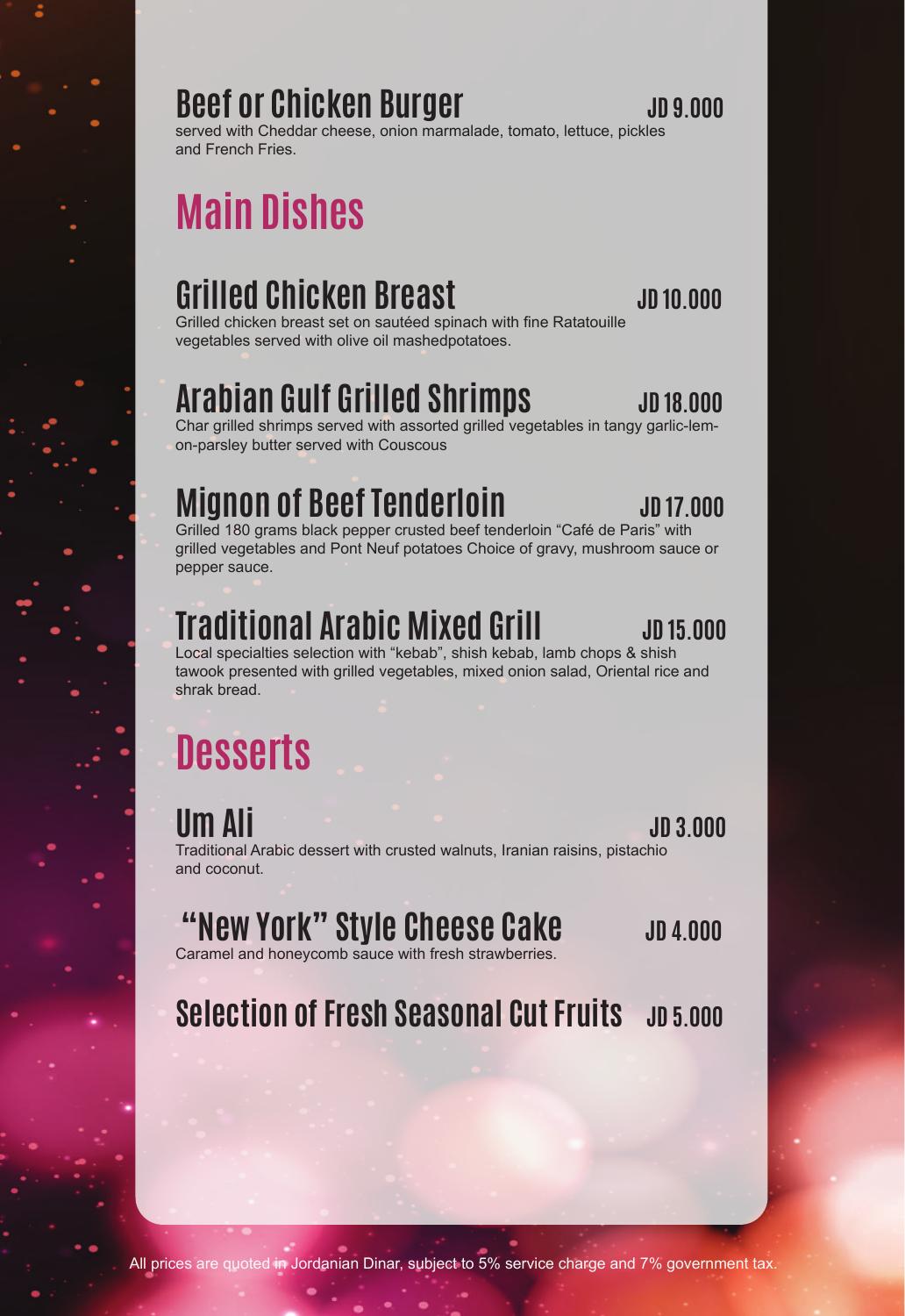### Beef or Chicken Burger — JD 9.000

served with Cheddar cheese, onion marmalade, tomato, lettuce, pickles and French Fries.

## Main Dishes

### Grilled Chicken Breast — JD 10.000

Grilled chicken breast set on sautéed spinach with fine Ratatouille vegetables served with olive oil mashedpotatoes.

### Arabian Gulf Grilled Shrimps — JD 18.000

Char grilled shrimps served with assorted grilled vegetables in tangy garlic-lem-on-parsley butter served with Couscous

### Mignon of Beef Tenderloin — JD 17.000

Grilled 180 grams black pepper crusted beef tenderloin "Café de Paris" with grilled vegetables and Pont Neuf potatoes Choice of gravy, mushroom sauce or pepper sauce.

### Traditional Arabic Mixed Grill — JD 15.000

Local specialties selection with "kebab", shish kebab, lamb chops & shish tawook presented with grilled vegetables, mixed onion salad, Oriental rice and shrak bread.

## Desserts

### Um Ali — JD 3.000

Traditional Arabic dessert with crusted walnuts, Iranian raisins, pistachio and coconut.

### "New York" Style Cheese Cake — JD 4.000

Caramel and honeycomb sauce with fresh strawberries.

### Selection of Fresh Seasonal Cut Fruits — JD 5.000

All prices are quoted in Jordanian Dinar, subject to 5% service charge and 7% government tax.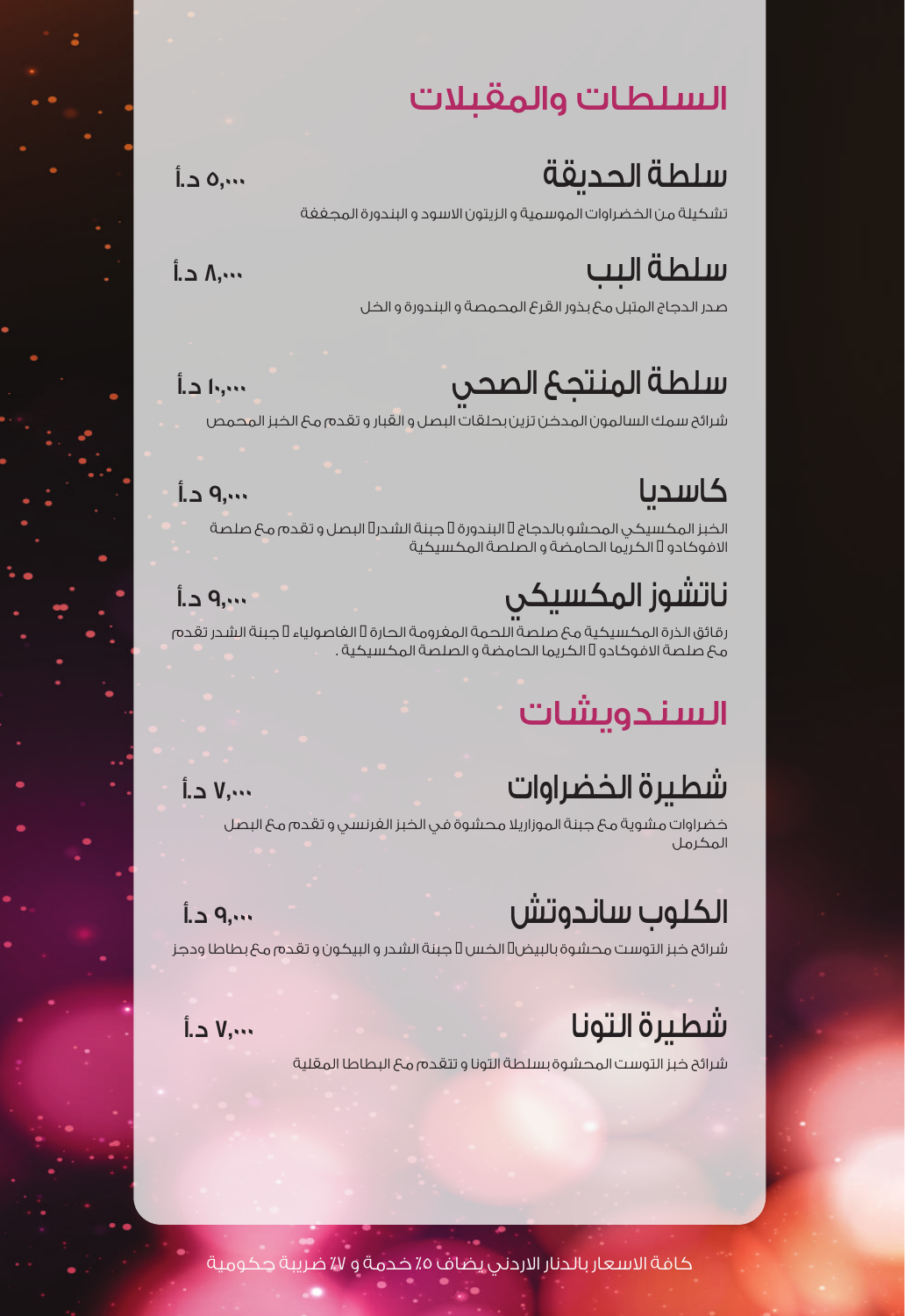# السلطات والمقبلات

## سلطة الحديقة
٥,٠٠٠ د.أ

تشكيلة من الخضراوات الموسمية و الزيتون الاسود و البندورة المجففة

## سلطة البب
٨,٠٠٠ د.أ

صدر الدجاج المتبل مع بذور القرع المحمصة و البندورة و الخل

## سلطة المنتجع الصحي
١٠,٠٠٠ د.أ

شرائح سمك السالمون المدخن تزين بحلقات البصل و القبار و تقدم مع الخبز المحمص

## كاسديا
٩,٠٠٠ د.أ

الخبز المكسيكي المحشو بالدجاج ، البندورة ، جبنة الشدر، البصل و تقدم مع صلصة الافوكادو ، الكريما الحامضة و الصلصة المكسيكية

## ناتشوز المكسيكي
٩,٠٠٠ د.أ

رقائق الذرة المكسيكية مع صلصة اللحمة المفرومة الحارة ، الفاصولياء ، جبنة الشدر تقدم مع صلصة الافوكادو ، الكريما الحامضة و الصلصة المكسيكية .

# السندويشات

## شطيرة الخضراوات
٧,٠٠٠ د.أ

خضراوات مشوية مع جبنة الموزاريلا محشوة في الخبز الفرنسي و تقدم مع البصل المكرمل

## الكلوب ساندوتش
٩,٠٠٠ د.أ

شرائح خبز التوست محشوة بالبيض، الخس ، جبنة الشدر و البيكون و تقدم مع بطاطا ودجز

## شطيرة التونا
٧,٠٠٠ د.أ

شرائح خبز التوست المحشوة بسلطة التونا و تتقدم مع البطاطا المقلية

كافة الاسعار بالدنار الاردني يضاف ٥٪ خدمة و ٧٪ ضريبة حكومية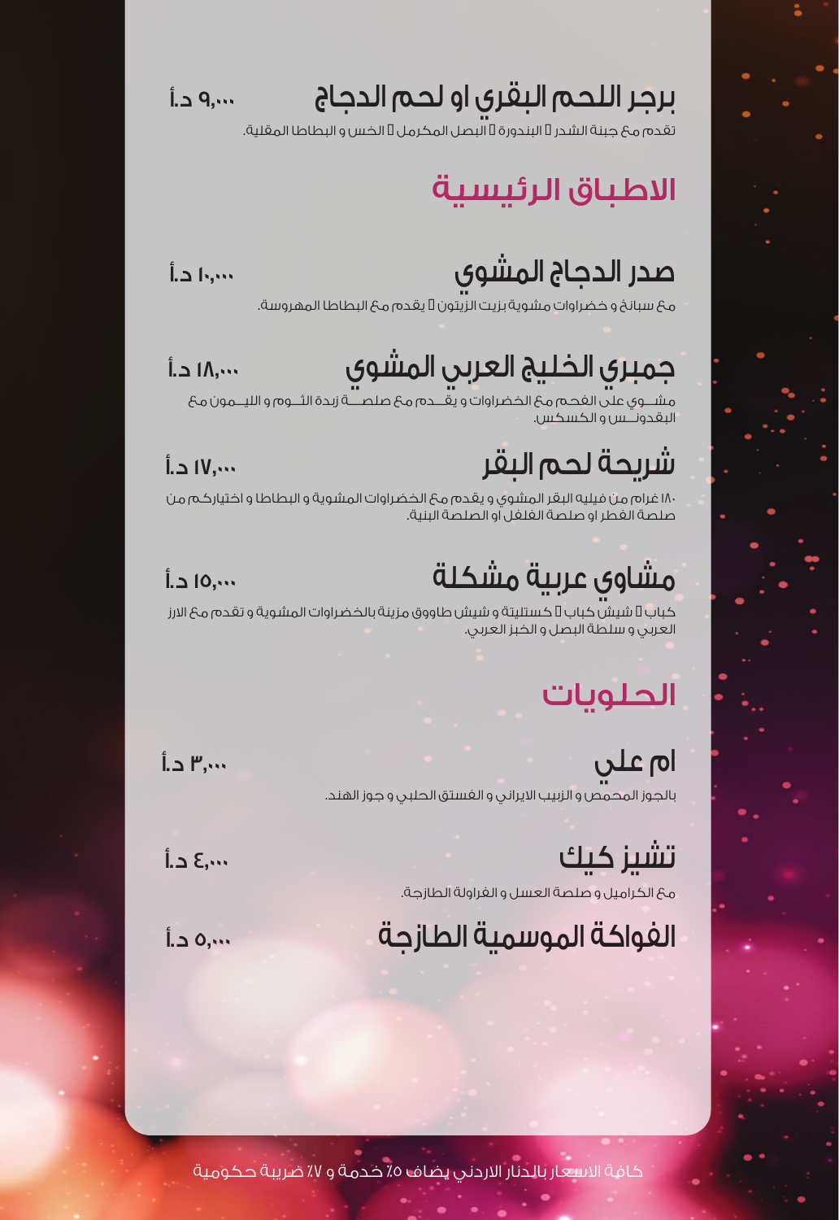### برجر اللحم البقري او لحم الدجاج ٩,٠٠٠ د.أ

تقدم مع جبنة الشدر ▯ البندورة ▯ البصل المكرمل ▯ الخس و البطاطا المقلية.

## الاطباق الرئيسية

### صدر الدجاج المشوي ١٠,٠٠٠ د.أ

مع سبانخ و خضراوات مشوية بزيت الزيتون ▯ يقدم مع البطاطا المهروسة.

### جمبري الخليج العربي المشوي ١٨,٠٠٠ د.أ

مشـوي على الفحـم مع الخضراوات و يقـدم مع صلصـة زبدة الثـوم و الليـمون مع البقدونـس و الكسكس.

### شريحة لحم البقر ١٧,٠٠٠ د.أ

١٨٠ غرام من فيليه البقر المشوي و يقدم مع الخضراوات المشوية و البطاطا و اختياركم من صلصة الفطر او صلصة الفلفل او الصلصة البنية.

### مشاوي عربية مشكلة ١٥,٠٠٠ د.أ

كباب ▯ شيش كباب ▯ كستليتة و شيش طاووق مزينة بالخضراوات المشوية و تقدم مع الارز العربي و سلطة البصل و الخبز العربي.

## الحلويات

### ام علي ٣,٠٠٠ د.أ

بالجوز المحمص و الزبيب الايراني و الفستق الحلبي و جوز الهند.

### تشيز كيك ٤,٠٠٠ د.أ

مع الكراميل و صلصة العسل و الفراولة الطازجة.

### الفواكة الموسمية الطازجة ٥,٠٠٠ د.أ

كافة الاسعار بالدنار الاردني يضاف ٥٪ خدمة و ٧٪ ضريبة حكومية